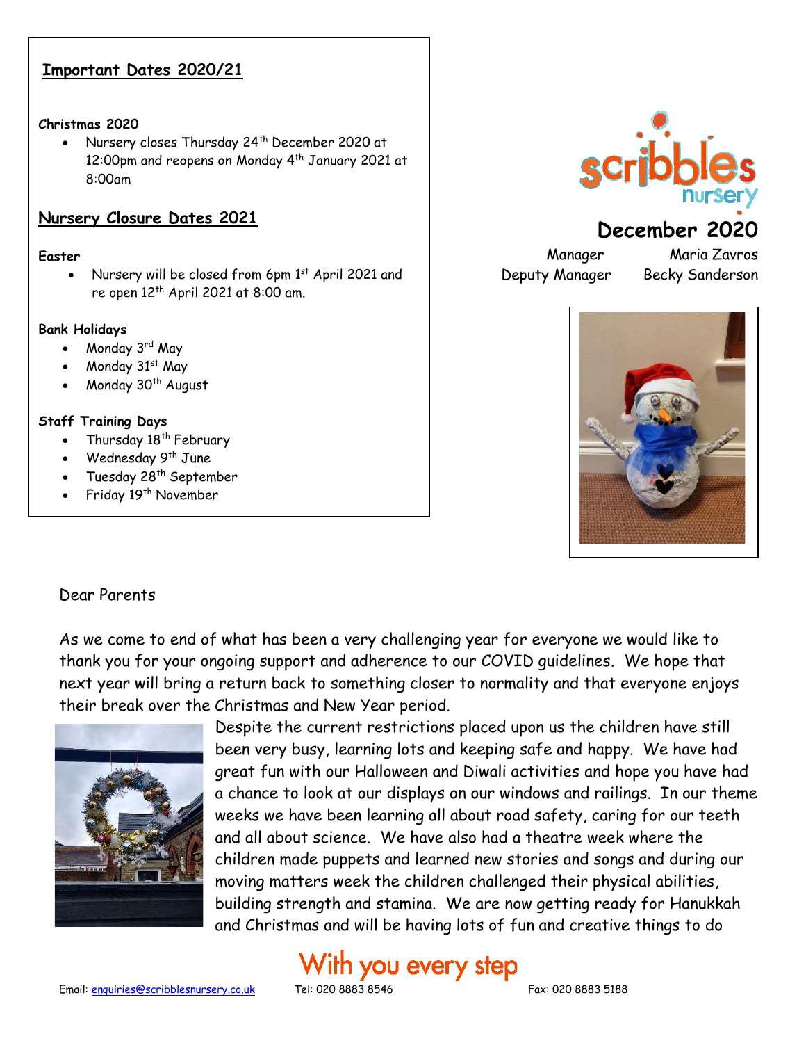## Important Dates 2020/21

**Christmas 2020**

- Nursery closes Thursday 24th December 2020 at 12:00pm and reopens on Monday 4th January 2021 at 8:00am

## Nursery Closure Dates 2021

**Easter**

- Nursery will be closed from 6pm 1st April 2021 and re open 12th April 2021 at 8:00 am.

**Bank Holidays**

- Monday 3rd May
- Monday 31st May
- Monday 30th August

**Staff Training Days**

- Thursday 18th February
- Wednesday 9th June
- Tuesday 28th September
- Friday 19th November

scribbles nursery

# December 2020

Manager Maria Zavros
Deputy Manager Becky Sanderson

Dear Parents

As we come to end of what has been a very challenging year for everyone we would like to thank you for your ongoing support and adherence to our COVID guidelines. We hope that next year will bring a return back to something closer to normality and that everyone enjoys their break over the Christmas and New Year period.

Despite the current restrictions placed upon us the children have still been very busy, learning lots and keeping safe and happy. We have had great fun with our Halloween and Diwali activities and hope you have had a chance to look at our displays on our windows and railings. In our theme weeks we have been learning all about road safety, caring for our teeth and all about science. We have also had a theatre week where the children made puppets and learned new stories and songs and during our moving matters week the children challenged their physical abilities, building strength and stamina. We are now getting ready for Hanukkah and Christmas and will be having lots of fun and creative things to do

With you every step

Email: enquiries@scribblesnursery.co.uk Tel: 020 8883 8546 Fax: 020 8883 5188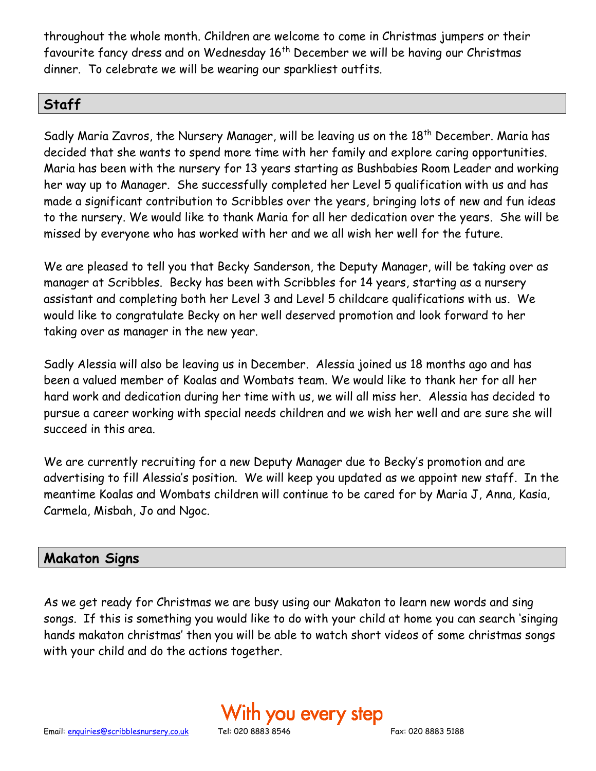throughout the whole month. Children are welcome to come in Christmas jumpers or their favourite fancy dress and on Wednesday 16th December we will be having our Christmas dinner. To celebrate we will be wearing our sparkliest outfits.

## Staff

Sadly Maria Zavros, the Nursery Manager, will be leaving us on the 18th December. Maria has decided that she wants to spend more time with her family and explore caring opportunities. Maria has been with the nursery for 13 years starting as Bushbabies Room Leader and working her way up to Manager. She successfully completed her Level 5 qualification with us and has made a significant contribution to Scribbles over the years, bringing lots of new and fun ideas to the nursery. We would like to thank Maria for all her dedication over the years. She will be missed by everyone who has worked with her and we all wish her well for the future.

We are pleased to tell you that Becky Sanderson, the Deputy Manager, will be taking over as manager at Scribbles. Becky has been with Scribbles for 14 years, starting as a nursery assistant and completing both her Level 3 and Level 5 childcare qualifications with us. We would like to congratulate Becky on her well deserved promotion and look forward to her taking over as manager in the new year.

Sadly Alessia will also be leaving us in December. Alessia joined us 18 months ago and has been a valued member of Koalas and Wombats team. We would like to thank her for all her hard work and dedication during her time with us, we will all miss her. Alessia has decided to pursue a career working with special needs children and we wish her well and are sure she will succeed in this area.

We are currently recruiting for a new Deputy Manager due to Becky's promotion and are advertising to fill Alessia's position. We will keep you updated as we appoint new staff. In the meantime Koalas and Wombats children will continue to be cared for by Maria J, Anna, Kasia, Carmela, Misbah, Jo and Ngoc.

## Makaton Signs

As we get ready for Christmas we are busy using our Makaton to learn new words and sing songs. If this is something you would like to do with your child at home you can search 'singing hands makaton christmas' then you will be able to watch short videos of some christmas songs with your child and do the actions together.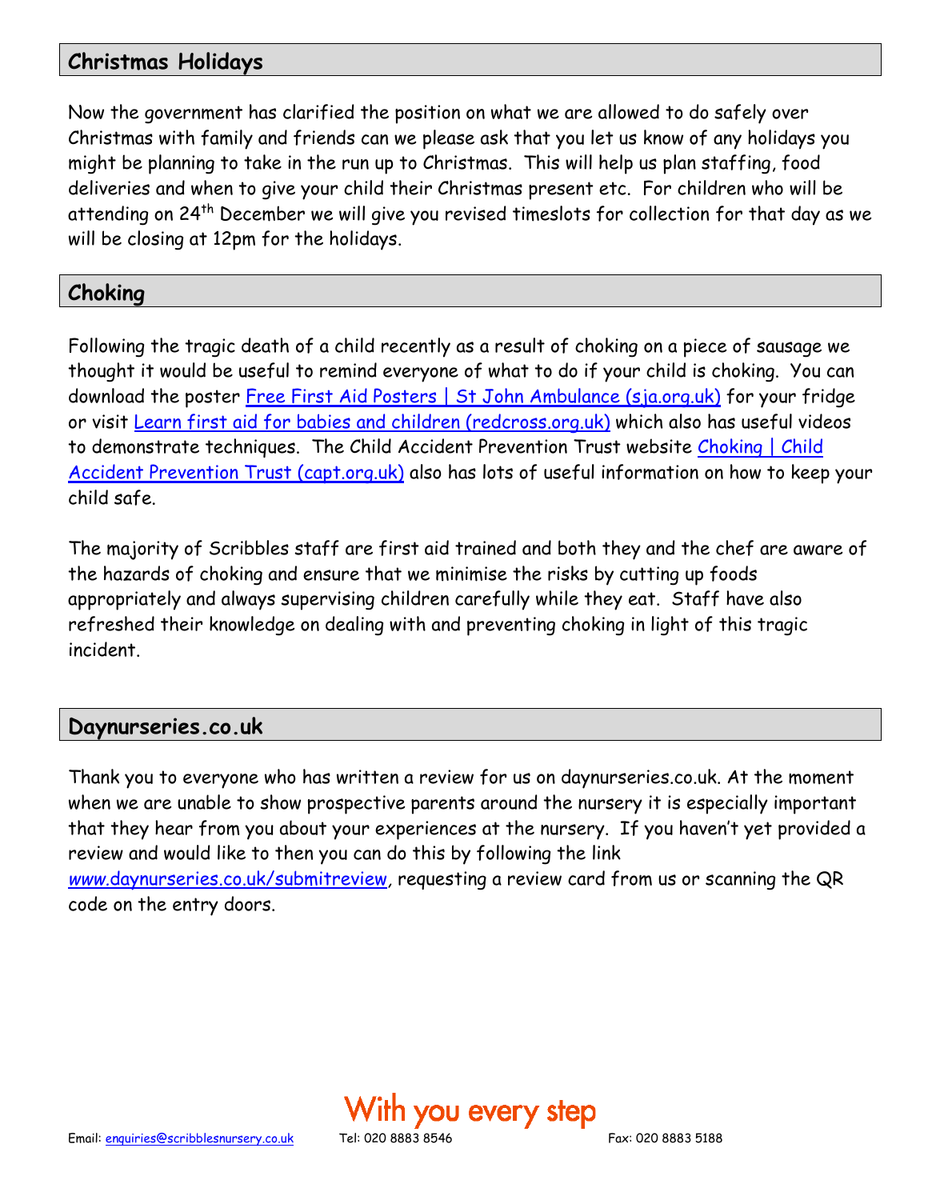## Christmas Holidays

Now the government has clarified the position on what we are allowed to do safely over Christmas with family and friends can we please ask that you let us know of any holidays you might be planning to take in the run up to Christmas. This will help us plan staffing, food deliveries and when to give your child their Christmas present etc. For children who will be attending on 24th December we will give you revised timeslots for collection for that day as we will be closing at 12pm for the holidays.

## Choking

Following the tragic death of a child recently as a result of choking on a piece of sausage we thought it would be useful to remind everyone of what to do if your child is choking. You can download the poster [Free First Aid Posters | St John Ambulance (sja.org.uk)](https://www.sja.org.uk) for your fridge or visit [Learn first aid for babies and children (redcross.org.uk)](https://www.redcross.org.uk) which also has useful videos to demonstrate techniques. The Child Accident Prevention Trust website [Choking | Child Accident Prevention Trust (capt.org.uk)](https://www.capt.org.uk) also has lots of useful information on how to keep your child safe.

The majority of Scribbles staff are first aid trained and both they and the chef are aware of the hazards of choking and ensure that we minimise the risks by cutting up foods appropriately and always supervising children carefully while they eat. Staff have also refreshed their knowledge on dealing with and preventing choking in light of this tragic incident.

## Daynurseries.co.uk

Thank you to everyone who has written a review for us on daynurseries.co.uk. At the moment when we are unable to show prospective parents around the nursery it is especially important that they hear from you about your experiences at the nursery. If you haven't yet provided a review and would like to then you can do this by following the link [www.daynurseries.co.uk/submitreview](http://www.daynurseries.co.uk/submitreview), requesting a review card from us or scanning the QR code on the entry doors.

With you every step

Email: enquiries@scribblesnursery.co.uk Tel: 020 8883 8546 Fax: 020 8883 5188